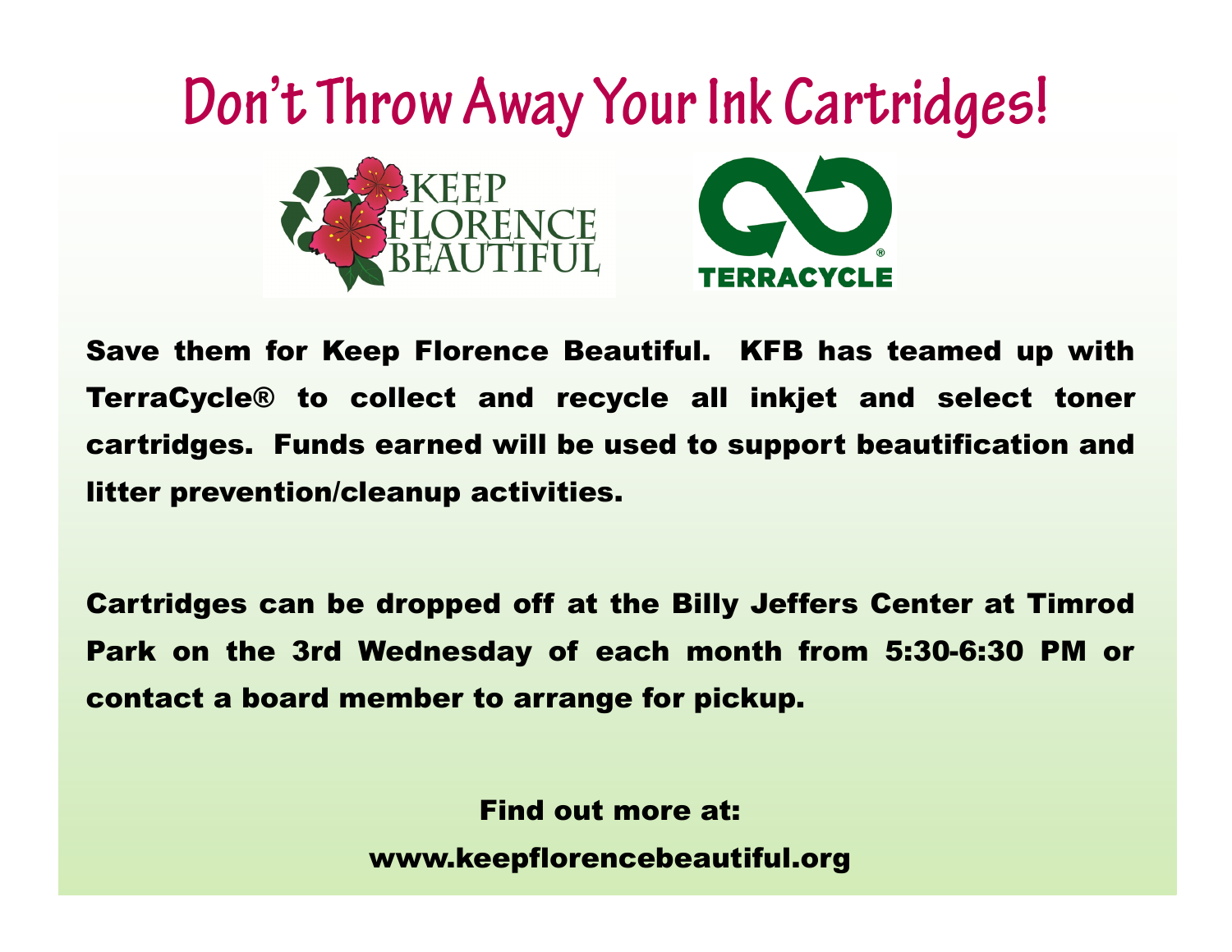# Don't Throw Away Your Ink Cartridges!

KEEP FLORENCE BEAUTIFUL

TERRACYCLE®

**Save them for Keep Florence Beautiful. KFB has teamed up with TerraCycle® to collect and recycle all inkjet and select toner cartridges. Funds earned will be used to support beautification and litter prevention/cleanup activities.**

**Cartridges can be dropped off at the Billy Jeffers Center at Timrod Park on the 3rd Wednesday of each month from 5:30-6:30 PM or contact a board member to arrange for pickup.**

**Find out more at:**

**www.keepflorencebeautiful.org**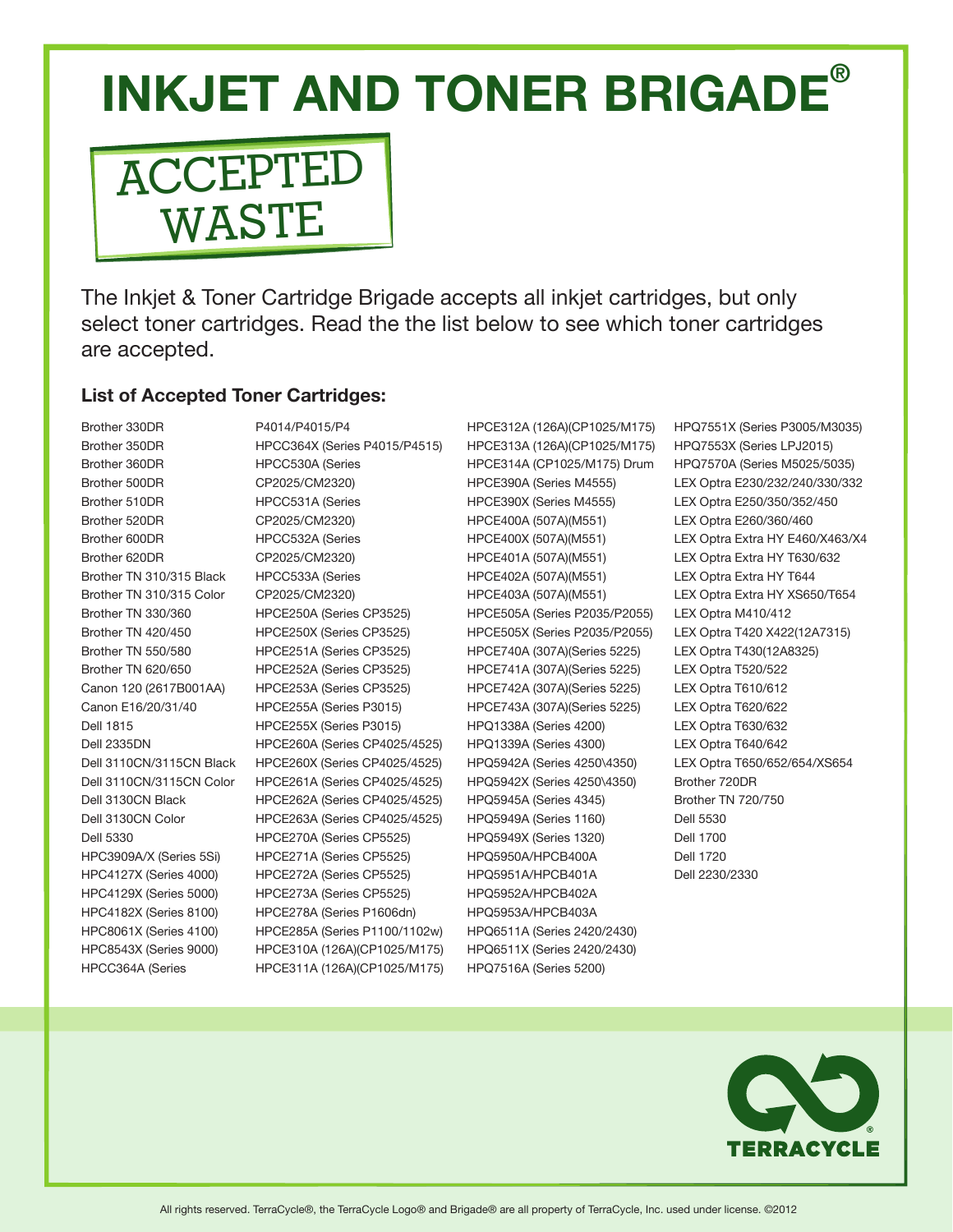# INKJET AND TONER BRIGADE®

## ACCEPTED WASTE

The Inkjet & Toner Cartridge Brigade accepts all inkjet cartridges, but only select toner cartridges. Read the the list below to see which toner cartridges are accepted.

### List of Accepted Toner Cartridges:

Brother 330DR
Brother 350DR
Brother 360DR
Brother 500DR
Brother 510DR
Brother 520DR
Brother 600DR
Brother 620DR
Brother TN 310/315 Black
Brother TN 310/315 Color
Brother TN 330/360
Brother TN 420/450
Brother TN 550/580
Brother TN 620/650
Canon 120 (2617B001AA)
Canon E16/20/31/40
Dell 1815
Dell 2335DN
Dell 3110CN/3115CN Black
Dell 3110CN/3115CN Color
Dell 3130CN Black
Dell 3130CN Color
Dell 5330
HPC3909A/X (Series 5Si)
HPC4127X (Series 4000)
HPC4129X (Series 5000)
HPC4182X (Series 8100)
HPC8061X (Series 4100)
HPC8543X (Series 9000)
HPCC364A (Series P4014/P4015/P4
HPCC364X (Series P4015/P4515)
HPCC530A (Series CP2025/CM2320)
HPCC531A (Series CP2025/CM2320)
HPCC532A (Series CP2025/CM2320)
HPCC533A (Series CP2025/CM2320)
HPCE250A (Series CP3525)
HPCE250X (Series CP3525)
HPCE251A (Series CP3525)
HPCE252A (Series CP3525)
HPCE253A (Series CP3525)
HPCE255A (Series P3015)
HPCE255X (Series P3015)
HPCE260A (Series CP4025/4525)
HPCE260X (Series CP4025/4525)
HPCE261A (Series CP4025/4525)
HPCE262A (Series CP4025/4525)
HPCE263A (Series CP4025/4525)
HPCE270A (Series CP5525)
HPCE271A (Series CP5525)
HPCE272A (Series CP5525)
HPCE273A (Series CP5525)
HPCE278A (Series P1606dn)
HPCE285A (Series P1100/1102w)
HPCE310A (126A)(CP1025/M175)
HPCE311A (126A)(CP1025/M175)
HPCE312A (126A)(CP1025/M175)
HPCE313A (126A)(CP1025/M175)
HPCE314A (CP1025/M175) Drum
HPCE390A (Series M4555)
HPCE390X (Series M4555)
HPCE400A (507A)(M551)
HPCE400X (507A)(M551)
HPCE401A (507A)(M551)
HPCE402A (507A)(M551)
HPCE403A (507A)(M551)
HPCE505A (Series P2035/P2055)
HPCE505X (Series P2035/P2055)
HPCE740A (307A)(Series 5225)
HPCE741A (307A)(Series 5225)
HPCE742A (307A)(Series 5225)
HPCE743A (307A)(Series 5225)
HPQ1338A (Series 4200)
HPQ1339A (Series 4300)
HPQ5942A (Series 4250\4350)
HPQ5942X (Series 4250\4350)
HPQ5945A (Series 4345)
HPQ5949A (Series 1160)
HPQ5949X (Series 1320)
HPQ5950A/HPCB400A
HPQ5951A/HPCB401A
HPQ5952A/HPCB402A
HPQ5953A/HPCB403A
HPQ6511A (Series 2420/2430)
HPQ6511X (Series 2420/2430)
HPQ7516A (Series 5200)
HPQ7551X (Series P3005/M3035)
HPQ7553X (Series LPJ2015)
HPQ7570A (Series M5025/5035)
LEX Optra E230/232/240/330/332
LEX Optra E250/350/352/450
LEX Optra E260/360/460
LEX Optra Extra HY E460/X463/X4
LEX Optra Extra HY T630/632
LEX Optra Extra HY T644
LEX Optra Extra HY XS650/T654
LEX Optra M410/412
LEX Optra T420 X422(12A7315)
LEX Optra T430(12A8325)
LEX Optra T520/522
LEX Optra T610/612
LEX Optra T620/622
LEX Optra T630/632
LEX Optra T640/642
LEX Optra T650/652/654/XS654
Brother 720DR
Brother TN 720/750
Dell 5530
Dell 1700
Dell 1720
Dell 2230/2330

TERRACYCLE®

All rights reserved. TerraCycle®, the TerraCycle Logo® and Brigade® are all property of TerraCycle, Inc. used under license. ©2012